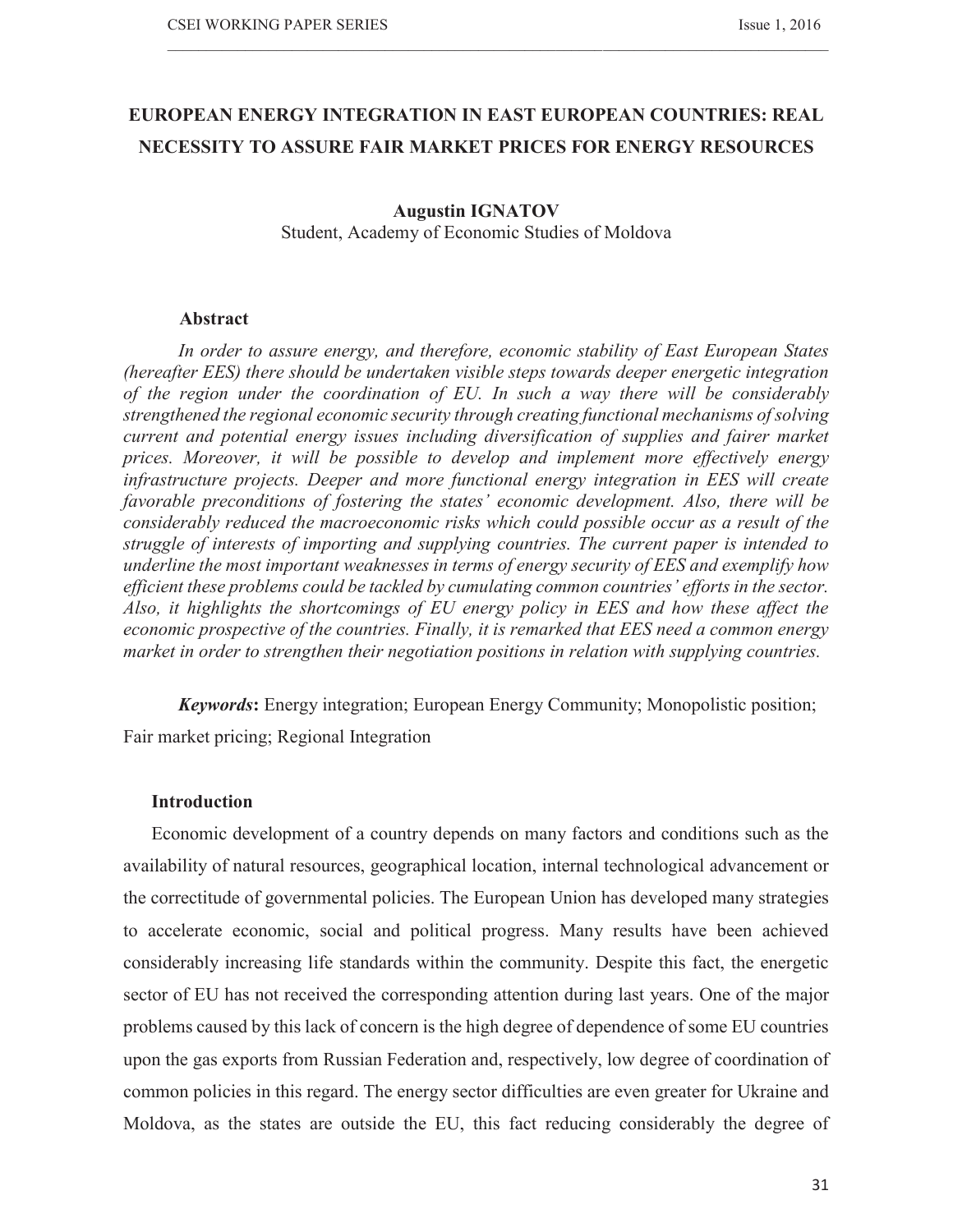# EUROPEAN ENERGY INTEGRATION IN EAST EUROPEAN COUNTRIES: REAL NECESSITY TO ASSURE FAIR MARKET PRICES FOR ENERGY RESOURCES

**Augustin IGNATOV**

Student, Academy of Economic Studies of Moldova

## Abstract

*In order to assure energy, and therefore, economic stability of East European States (hereafter EES) there should be undertaken visible steps towards deeper energetic integration of the region under the coordination of EU. In such a way there will be considerably strengthened the regional economic security through creating functional mechanisms of solving current and potential energy issues including diversification of supplies and fairer market prices. Moreover, it will be possible to develop and implement more effectively energy infrastructure projects. Deeper and more functional energy integration in EES will create favorable preconditions of fostering the states' economic development. Also, there will be considerably reduced the macroeconomic risks which could possible occur as a result of the struggle of interests of importing and supplying countries. The current paper is intended to underline the most important weaknesses in terms of energy security of EES and exemplify how efficient these problems could be tackled by cumulating common countries' efforts in the sector. Also, it highlights the shortcomings of EU energy policy in EES and how these affect the economic prospective of the countries. Finally, it is remarked that EES need a common energy market in order to strengthen their negotiation positions in relation with supplying countries.*

***Keywords*:** Energy integration; European Energy Community; Monopolistic position; Fair market pricing; Regional Integration

## Introduction

Economic development of a country depends on many factors and conditions such as the availability of natural resources, geographical location, internal technological advancement or the correctitude of governmental policies. The European Union has developed many strategies to accelerate economic, social and political progress. Many results have been achieved considerably increasing life standards within the community. Despite this fact, the energetic sector of EU has not received the corresponding attention during last years. One of the major problems caused by this lack of concern is the high degree of dependence of some EU countries upon the gas exports from Russian Federation and, respectively, low degree of coordination of common policies in this regard. The energy sector difficulties are even greater for Ukraine and Moldova, as the states are outside the EU, this fact reducing considerably the degree of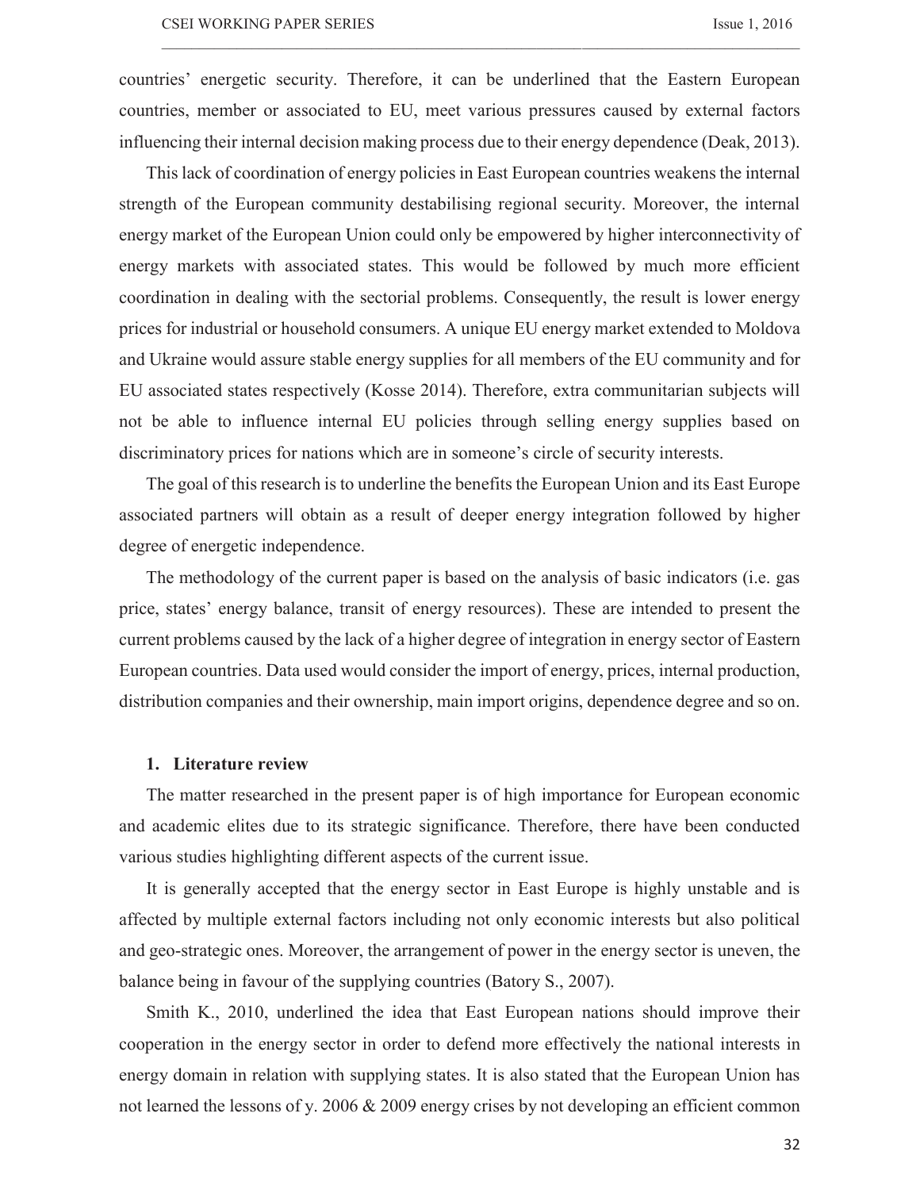countries' energetic security. Therefore, it can be underlined that the Eastern European countries, member or associated to EU, meet various pressures caused by external factors influencing their internal decision making process due to their energy dependence (Deak, 2013).

This lack of coordination of energy policies in East European countries weakens the internal strength of the European community destabilising regional security. Moreover, the internal energy market of the European Union could only be empowered by higher interconnectivity of energy markets with associated states. This would be followed by much more efficient coordination in dealing with the sectorial problems. Consequently, the result is lower energy prices for industrial or household consumers. A unique EU energy market extended to Moldova and Ukraine would assure stable energy supplies for all members of the EU community and for EU associated states respectively (Kosse 2014). Therefore, extra communitarian subjects will not be able to influence internal EU policies through selling energy supplies based on discriminatory prices for nations which are in someone's circle of security interests.

The goal of this research is to underline the benefits the European Union and its East Europe associated partners will obtain as a result of deeper energy integration followed by higher degree of energetic independence.

The methodology of the current paper is based on the analysis of basic indicators (i.e. gas price, states' energy balance, transit of energy resources). These are intended to present the current problems caused by the lack of a higher degree of integration in energy sector of Eastern European countries. Data used would consider the import of energy, prices, internal production, distribution companies and their ownership, main import origins, dependence degree and so on.

## 1. Literature review

The matter researched in the present paper is of high importance for European economic and academic elites due to its strategic significance. Therefore, there have been conducted various studies highlighting different aspects of the current issue.

It is generally accepted that the energy sector in East Europe is highly unstable and is affected by multiple external factors including not only economic interests but also political and geo-strategic ones. Moreover, the arrangement of power in the energy sector is uneven, the balance being in favour of the supplying countries (Batory S., 2007).

Smith K., 2010, underlined the idea that East European nations should improve their cooperation in the energy sector in order to defend more effectively the national interests in energy domain in relation with supplying states. It is also stated that the European Union has not learned the lessons of y. 2006 & 2009 energy crises by not developing an efficient common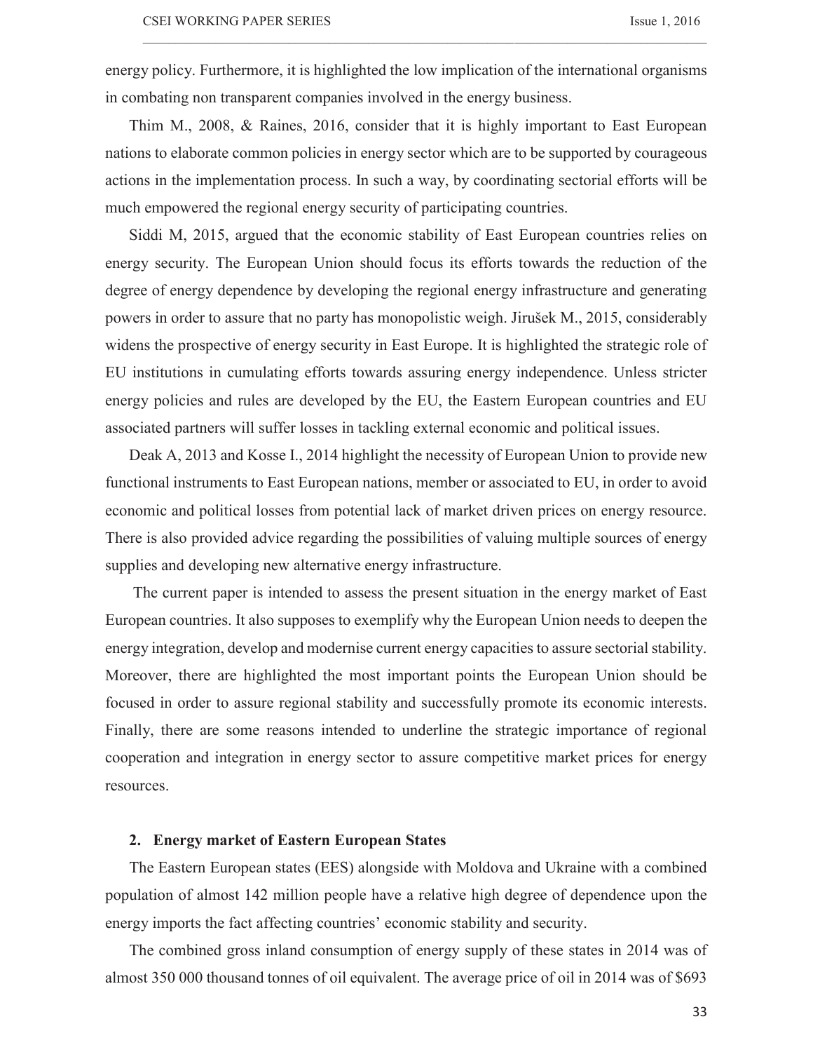energy policy. Furthermore, it is highlighted the low implication of the international organisms in combating non transparent companies involved in the energy business.

Thim M., 2008, & Raines, 2016, consider that it is highly important to East European nations to elaborate common policies in energy sector which are to be supported by courageous actions in the implementation process. In such a way, by coordinating sectorial efforts will be much empowered the regional energy security of participating countries.

Siddi M, 2015, argued that the economic stability of East European countries relies on energy security. The European Union should focus its efforts towards the reduction of the degree of energy dependence by developing the regional energy infrastructure and generating powers in order to assure that no party has monopolistic weigh. Jirušek M., 2015, considerably widens the prospective of energy security in East Europe. It is highlighted the strategic role of EU institutions in cumulating efforts towards assuring energy independence. Unless stricter energy policies and rules are developed by the EU, the Eastern European countries and EU associated partners will suffer losses in tackling external economic and political issues.

Deak A, 2013 and Kosse I., 2014 highlight the necessity of European Union to provide new functional instruments to East European nations, member or associated to EU, in order to avoid economic and political losses from potential lack of market driven prices on energy resource. There is also provided advice regarding the possibilities of valuing multiple sources of energy supplies and developing new alternative energy infrastructure.

The current paper is intended to assess the present situation in the energy market of East European countries. It also supposes to exemplify why the European Union needs to deepen the energy integration, develop and modernise current energy capacities to assure sectorial stability. Moreover, there are highlighted the most important points the European Union should be focused in order to assure regional stability and successfully promote its economic interests. Finally, there are some reasons intended to underline the strategic importance of regional cooperation and integration in energy sector to assure competitive market prices for energy resources.

## 2. Energy market of Eastern European States

The Eastern European states (EES) alongside with Moldova and Ukraine with a combined population of almost 142 million people have a relative high degree of dependence upon the energy imports the fact affecting countries' economic stability and security.

The combined gross inland consumption of energy supply of these states in 2014 was of almost 350 000 thousand tonnes of oil equivalent. The average price of oil in 2014 was of $693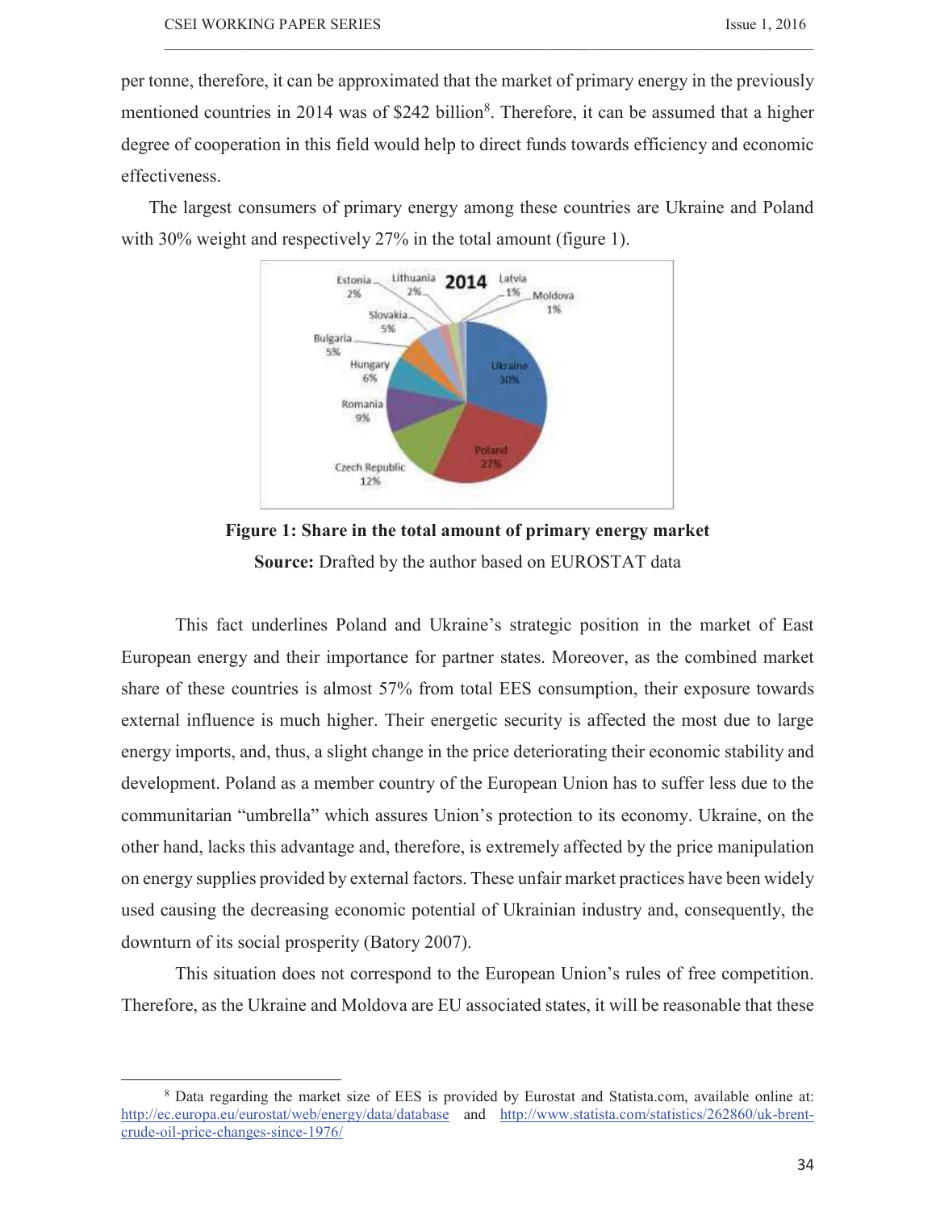per tonne, therefore, it can be approximated that the market of primary energy in the previously mentioned countries in 2014 was of $242 billion[8]. Therefore, it can be assumed that a higher degree of cooperation in this field would help to direct funds towards efficiency and economic effectiveness.

The largest consumers of primary energy among these countries are Ukraine and Poland with 30% weight and respectively 27% in the total amount (figure 1).

**Figure 1: Share in the total amount of primary energy market**

**Source:** Drafted by the author based on EUROSTAT data

This fact underlines Poland and Ukraine's strategic position in the market of East European energy and their importance for partner states. Moreover, as the combined market share of these countries is almost 57% from total EES consumption, their exposure towards external influence is much higher. Their energetic security is affected the most due to large energy imports, and, thus, a slight change in the price deteriorating their economic stability and development. Poland as a member country of the European Union has to suffer less due to the communitarian "umbrella" which assures Union's protection to its economy. Ukraine, on the other hand, lacks this advantage and, therefore, is extremely affected by the price manipulation on energy supplies provided by external factors. These unfair market practices have been widely used causing the decreasing economic potential of Ukrainian industry and, consequently, the downturn of its social prosperity (Batory 2007).

This situation does not correspond to the European Union's rules of free competition. Therefore, as the Ukraine and Moldova are EU associated states, it will be reasonable that these

---

[8] Data regarding the market size of EES is provided by Eurostat and Statista.com, available online at: http://ec.europa.eu/eurostat/web/energy/data/database and http://www.statista.com/statistics/262860/uk-brent-crude-oil-price-changes-since-1976/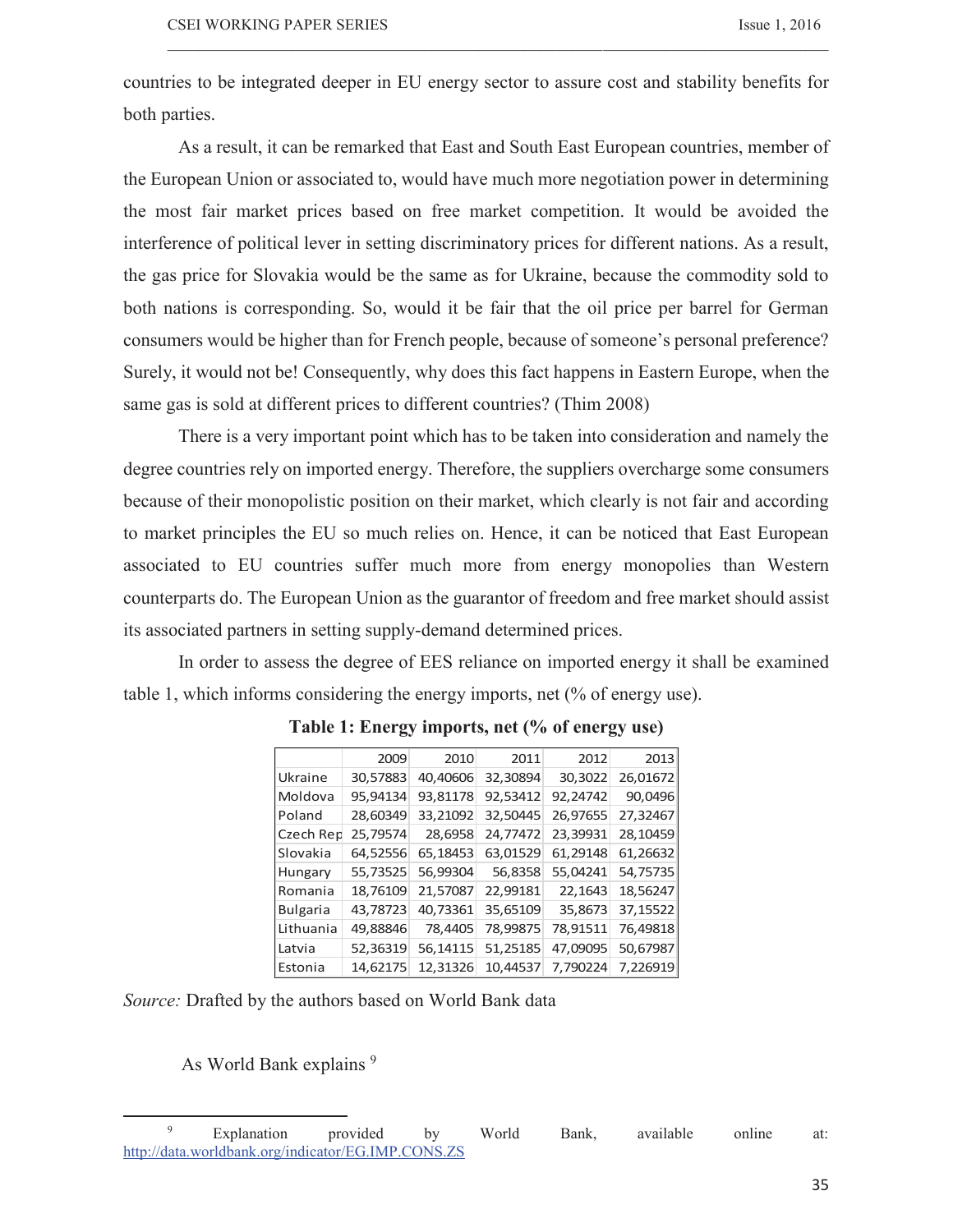countries to be integrated deeper in EU energy sector to assure cost and stability benefits for both parties.

As a result, it can be remarked that East and South East European countries, member of the European Union or associated to, would have much more negotiation power in determining the most fair market prices based on free market competition. It would be avoided the interference of political lever in setting discriminatory prices for different nations. As a result, the gas price for Slovakia would be the same as for Ukraine, because the commodity sold to both nations is corresponding. So, would it be fair that the oil price per barrel for German consumers would be higher than for French people, because of someone's personal preference? Surely, it would not be! Consequently, why does this fact happens in Eastern Europe, when the same gas is sold at different prices to different countries? (Thim 2008)

There is a very important point which has to be taken into consideration and namely the degree countries rely on imported energy. Therefore, the suppliers overcharge some consumers because of their monopolistic position on their market, which clearly is not fair and according to market principles the EU so much relies on. Hence, it can be noticed that East European associated to EU countries suffer much more from energy monopolies than Western counterparts do. The European Union as the guarantor of freedom and free market should assist its associated partners in setting supply-demand determined prices.

In order to assess the degree of EES reliance on imported energy it shall be examined table 1, which informs considering the energy imports, net (% of energy use).

**Table 1: Energy imports, net (% of energy use)**

| | 2009 | 2010 | 2011 | 2012 | 2013 |
|---|---|---|---|---|---|
| Ukraine | 30,57883 | 40,40606 | 32,30894 | 30,3022 | 26,01672 |
| Moldova | 95,94134 | 93,81178 | 92,53412 | 92,24742 | 90,0496 |
| Poland | 28,60349 | 33,21092 | 32,50445 | 26,97655 | 27,32467 |
| Czech Rep | 25,79574 | 28,6958 | 24,77472 | 23,39931 | 28,10459 |
| Slovakia | 64,52556 | 65,18453 | 63,01529 | 61,29148 | 61,26632 |
| Hungary | 55,73525 | 56,99304 | 56,8358 | 55,04241 | 54,75735 |
| Romania | 18,76109 | 21,57087 | 22,99181 | 22,1643 | 18,56247 |
| Bulgaria | 43,78723 | 40,73361 | 35,65109 | 35,8673 | 37,15522 |
| Lithuania | 49,88846 | 78,4405 | 78,99875 | 78,91511 | 76,49818 |
| Latvia | 52,36319 | 56,14115 | 51,25185 | 47,09095 | 50,67987 |
| Estonia | 14,62175 | 12,31326 | 10,44537 | 7,790224 | 7,226919 |

*Source:* Drafted by the authors based on World Bank data

As World Bank explains [9]

[9] Explanation provided by World Bank, available online at: http://data.worldbank.org/indicator/EG.IMP.CONS.ZS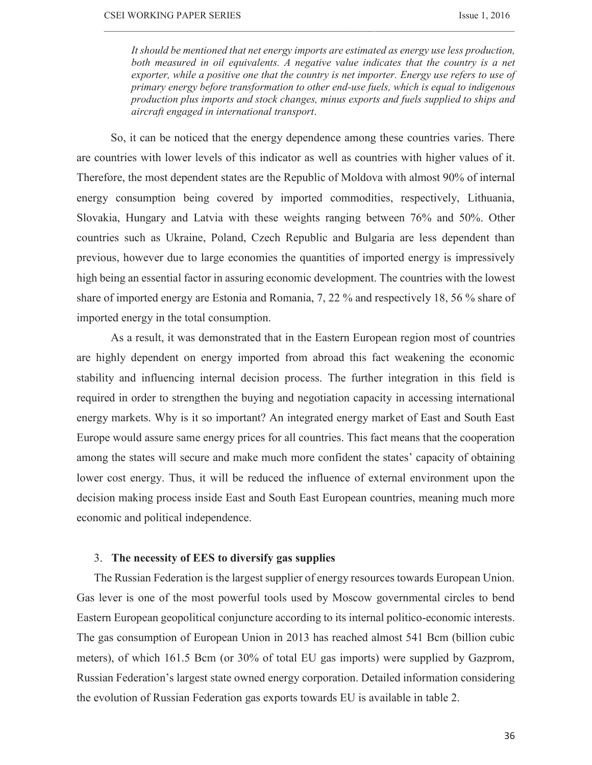*It should be mentioned that net energy imports are estimated as energy use less production, both measured in oil equivalents. A negative value indicates that the country is a net exporter, while a positive one that the country is net importer. Energy use refers to use of primary energy before transformation to other end-use fuels, which is equal to indigenous production plus imports and stock changes, minus exports and fuels supplied to ships and aircraft engaged in international transport*.

So, it can be noticed that the energy dependence among these countries varies. There are countries with lower levels of this indicator as well as countries with higher values of it. Therefore, the most dependent states are the Republic of Moldova with almost 90% of internal energy consumption being covered by imported commodities, respectively, Lithuania, Slovakia, Hungary and Latvia with these weights ranging between 76% and 50%. Other countries such as Ukraine, Poland, Czech Republic and Bulgaria are less dependent than previous, however due to large economies the quantities of imported energy is impressively high being an essential factor in assuring economic development. The countries with the lowest share of imported energy are Estonia and Romania, 7, 22 % and respectively 18, 56 % share of imported energy in the total consumption.

As a result, it was demonstrated that in the Eastern European region most of countries are highly dependent on energy imported from abroad this fact weakening the economic stability and influencing internal decision process. The further integration in this field is required in order to strengthen the buying and negotiation capacity in accessing international energy markets. Why is it so important? An integrated energy market of East and South East Europe would assure same energy prices for all countries. This fact means that the cooperation among the states will secure and make much more confident the states' capacity of obtaining lower cost energy. Thus, it will be reduced the influence of external environment upon the decision making process inside East and South East European countries, meaning much more economic and political independence.

## 3. **The necessity of EES to diversify gas supplies**

The Russian Federation is the largest supplier of energy resources towards European Union. Gas lever is one of the most powerful tools used by Moscow governmental circles to bend Eastern European geopolitical conjuncture according to its internal politico-economic interests. The gas consumption of European Union in 2013 has reached almost 541 Bcm (billion cubic meters), of which 161.5 Bcm (or 30% of total EU gas imports) were supplied by Gazprom, Russian Federation's largest state owned energy corporation. Detailed information considering the evolution of Russian Federation gas exports towards EU is available in table 2.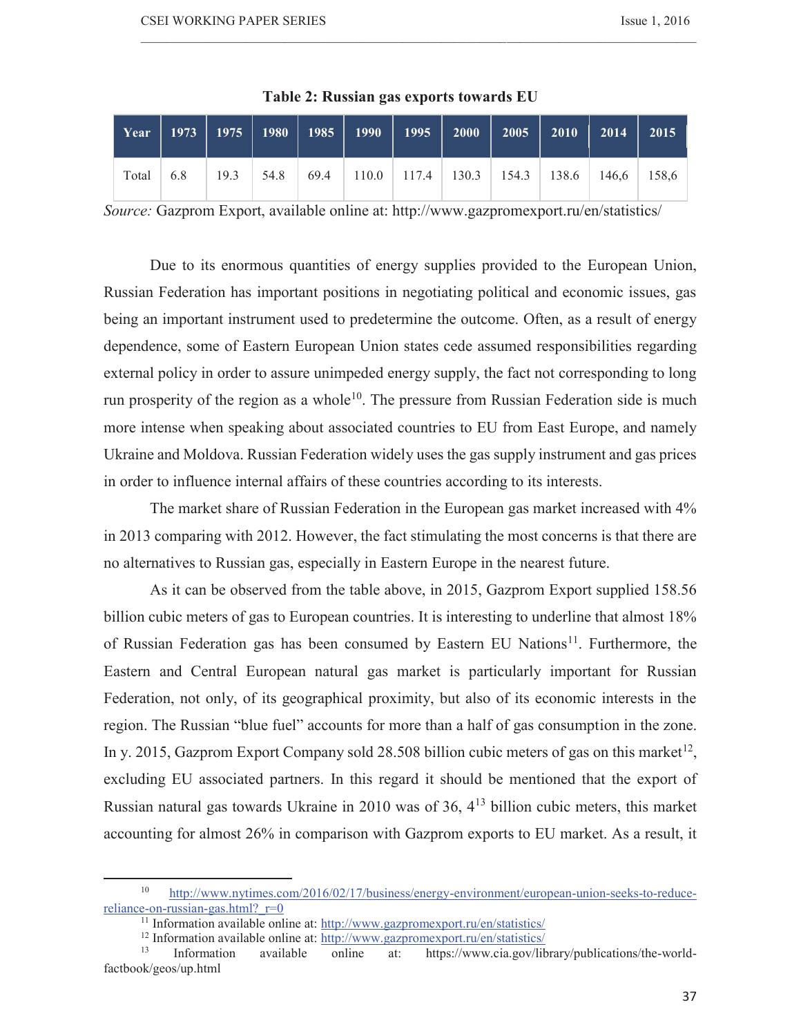**Table 2: Russian gas exports towards EU**

| Year | 1973 | 1975 | 1980 | 1985 | 1990 | 1995 | 2000 | 2005 | 2010 | 2014 | 2015 |
|---|---|---|---|---|---|---|---|---|---|---|---|
| Total | 6.8 | 19.3 | 54.8 | 69.4 | 110.0 | 117.4 | 130.3 | 154.3 | 138.6 | 146,6 | 158,6 |

*Source:* Gazprom Export, available online at: http://www.gazpromexport.ru/en/statistics/

Due to its enormous quantities of energy supplies provided to the European Union, Russian Federation has important positions in negotiating political and economic issues, gas being an important instrument used to predetermine the outcome. Often, as a result of energy dependence, some of Eastern European Union states cede assumed responsibilities regarding external policy in order to assure unimpeded energy supply, the fact not corresponding to long run prosperity of the region as a whole[10]. The pressure from Russian Federation side is much more intense when speaking about associated countries to EU from East Europe, and namely Ukraine and Moldova. Russian Federation widely uses the gas supply instrument and gas prices in order to influence internal affairs of these countries according to its interests.

The market share of Russian Federation in the European gas market increased with 4% in 2013 comparing with 2012. However, the fact stimulating the most concerns is that there are no alternatives to Russian gas, especially in Eastern Europe in the nearest future.

As it can be observed from the table above, in 2015, Gazprom Export supplied 158.56 billion cubic meters of gas to European countries. It is interesting to underline that almost 18% of Russian Federation gas has been consumed by Eastern EU Nations[11]. Furthermore, the Eastern and Central European natural gas market is particularly important for Russian Federation, not only, of its geographical proximity, but also of its economic interests in the region. The Russian "blue fuel" accounts for more than a half of gas consumption in the zone. In y. 2015, Gazprom Export Company sold 28.508 billion cubic meters of gas on this market[12], excluding EU associated partners. In this regard it should be mentioned that the export of Russian natural gas towards Ukraine in 2010 was of 36, 4[13] billion cubic meters, this market accounting for almost 26% in comparison with Gazprom exports to EU market. As a result, it

---

[10] http://www.nytimes.com/2016/02/17/business/energy-environment/european-union-seeks-to-reduce-reliance-on-russian-gas.html?_r=0

[11] Information available online at: http://www.gazpromexport.ru/en/statistics/

[12] Information available online at: http://www.gazpromexport.ru/en/statistics/

[13] Information available online at: https://www.cia.gov/library/publications/the-world-factbook/geos/up.html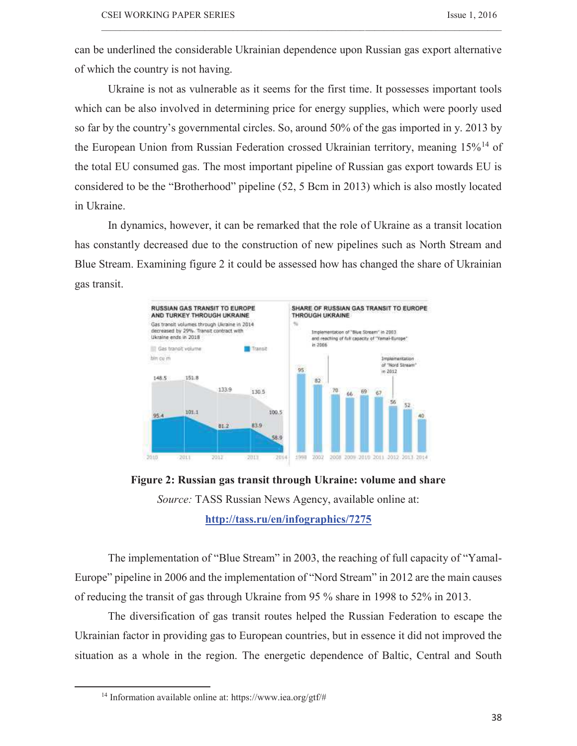can be underlined the considerable Ukrainian dependence upon Russian gas export alternative of which the country is not having.

Ukraine is not as vulnerable as it seems for the first time. It possesses important tools which can be also involved in determining price for energy supplies, which were poorly used so far by the country's governmental circles. So, around 50% of the gas imported in y. 2013 by the European Union from Russian Federation crossed Ukrainian territory, meaning 15%[14] of the total EU consumed gas. The most important pipeline of Russian gas export towards EU is considered to be the "Brotherhood" pipeline (52, 5 Bcm in 2013) which is also mostly located in Ukraine.

In dynamics, however, it can be remarked that the role of Ukraine as a transit location has constantly decreased due to the construction of new pipelines such as North Stream and Blue Stream. Examining figure 2 it could be assessed how has changed the share of Ukrainian gas transit.

**Figure 2: Russian gas transit through Ukraine: volume and share**

*Source:* TASS Russian News Agency, available online at: **http://tass.ru/en/infographics/7275**

The implementation of "Blue Stream" in 2003, the reaching of full capacity of "Yamal-Europe" pipeline in 2006 and the implementation of "Nord Stream" in 2012 are the main causes of reducing the transit of gas through Ukraine from 95 % share in 1998 to 52% in 2013.

The diversification of gas transit routes helped the Russian Federation to escape the Ukrainian factor in providing gas to European countries, but in essence it did not improved the situation as a whole in the region. The energetic dependence of Baltic, Central and South

[14] Information available online at: https://www.iea.org/gtf/#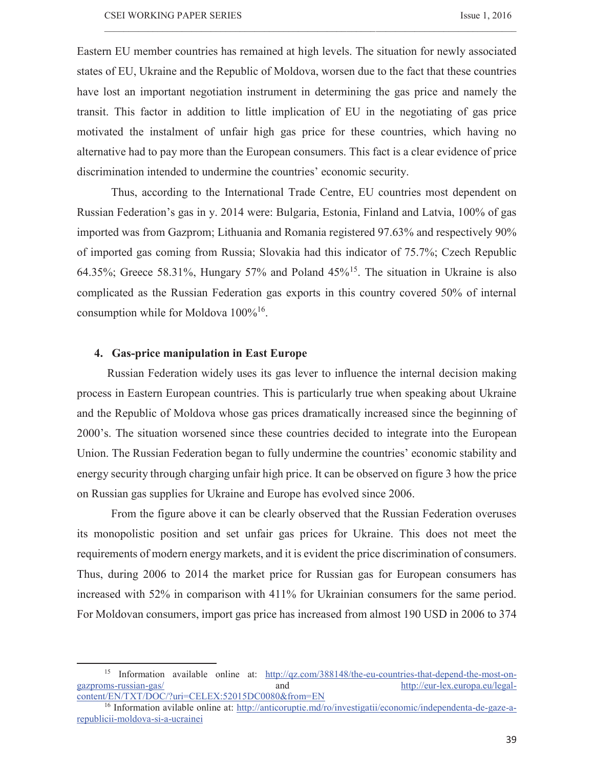Eastern EU member countries has remained at high levels. The situation for newly associated states of EU, Ukraine and the Republic of Moldova, worsen due to the fact that these countries have lost an important negotiation instrument in determining the gas price and namely the transit. This factor in addition to little implication of EU in the negotiating of gas price motivated the instalment of unfair high gas price for these countries, which having no alternative had to pay more than the European consumers. This fact is a clear evidence of price discrimination intended to undermine the countries' economic security.

Thus, according to the International Trade Centre, EU countries most dependent on Russian Federation's gas in y. 2014 were: Bulgaria, Estonia, Finland and Latvia, 100% of gas imported was from Gazprom; Lithuania and Romania registered 97.63% and respectively 90% of imported gas coming from Russia; Slovakia had this indicator of 75.7%; Czech Republic 64.35%; Greece 58.31%, Hungary 57% and Poland 45%[15]. The situation in Ukraine is also complicated as the Russian Federation gas exports in this country covered 50% of internal consumption while for Moldova 100%[16].

## 4. Gas-price manipulation in East Europe

Russian Federation widely uses its gas lever to influence the internal decision making process in Eastern European countries. This is particularly true when speaking about Ukraine and the Republic of Moldova whose gas prices dramatically increased since the beginning of 2000's. The situation worsened since these countries decided to integrate into the European Union. The Russian Federation began to fully undermine the countries' economic stability and energy security through charging unfair high price. It can be observed on figure 3 how the price on Russian gas supplies for Ukraine and Europe has evolved since 2006.

From the figure above it can be clearly observed that the Russian Federation overuses its monopolistic position and set unfair gas prices for Ukraine. This does not meet the requirements of modern energy markets, and it is evident the price discrimination of consumers. Thus, during 2006 to 2014 the market price for Russian gas for European consumers has increased with 52% in comparison with 411% for Ukrainian consumers for the same period. For Moldovan consumers, import gas price has increased from almost 190 USD in 2006 to 374

---

[15] Information available online at: http://qz.com/388148/the-eu-countries-that-depend-the-most-on-gazproms-russian-gas/ and http://eur-lex.europa.eu/legal-content/EN/TXT/DOC/?uri=CELEX:52015DC0080&from=EN

[16] Information avilable online at: http://anticoruptie.md/ro/investigatii/economic/independenta-de-gaze-a-republicii-moldova-si-a-ucrainei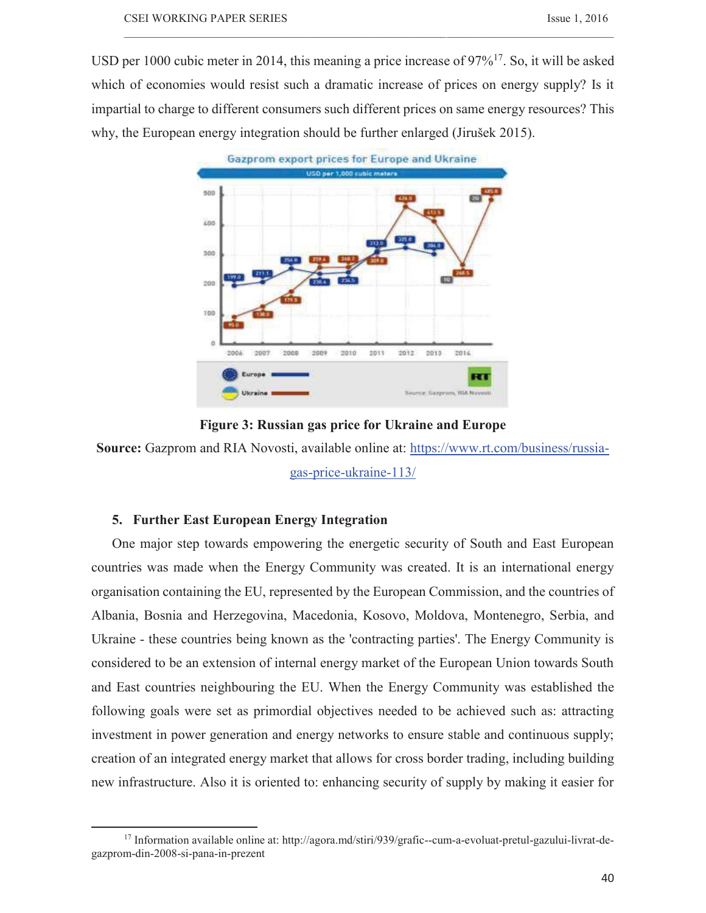USD per 1000 cubic meter in 2014, this meaning a price increase of 97%[17]. So, it will be asked which of economies would resist such a dramatic increase of prices on energy supply? Is it impartial to charge to different consumers such different prices on same energy resources? This why, the European energy integration should be further enlarged (Jirušek 2015).

**Figure 3: Russian gas price for Ukraine and Europe**

**Source:** Gazprom and RIA Novosti, available online at: https://www.rt.com/business/russia-gas-price-ukraine-113/

## 5. Further East European Energy Integration

One major step towards empowering the energetic security of South and East European countries was made when the Energy Community was created. It is an international energy organisation containing the EU, represented by the European Commission, and the countries of Albania, Bosnia and Herzegovina, Macedonia, Kosovo, Moldova, Montenegro, Serbia, and Ukraine - these countries being known as the 'contracting parties'. The Energy Community is considered to be an extension of internal energy market of the European Union towards South and East countries neighbouring the EU. When the Energy Community was established the following goals were set as primordial objectives needed to be achieved such as: attracting investment in power generation and energy networks to ensure stable and continuous supply; creation of an integrated energy market that allows for cross border trading, including building new infrastructure. Also it is oriented to: enhancing security of supply by making it easier for

[17] Information available online at: http://agora.md/stiri/939/grafic--cum-a-evoluat-pretul-gazului-livrat-de-gazprom-din-2008-si-pana-in-prezent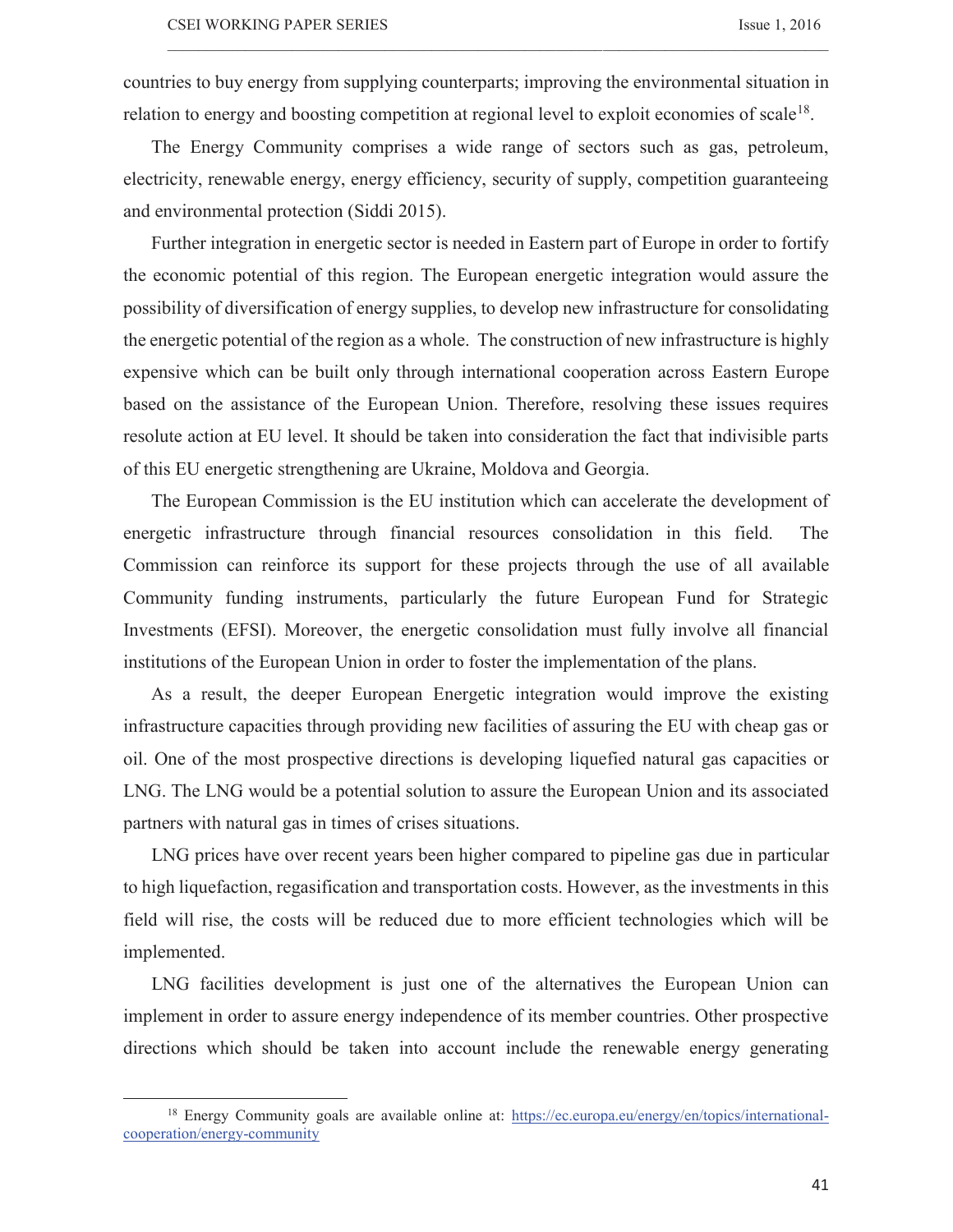countries to buy energy from supplying counterparts; improving the environmental situation in relation to energy and boosting competition at regional level to exploit economies of scale[18].

The Energy Community comprises a wide range of sectors such as gas, petroleum, electricity, renewable energy, energy efficiency, security of supply, competition guaranteeing and environmental protection (Siddi 2015).

Further integration in energetic sector is needed in Eastern part of Europe in order to fortify the economic potential of this region. The European energetic integration would assure the possibility of diversification of energy supplies, to develop new infrastructure for consolidating the energetic potential of the region as a whole. The construction of new infrastructure is highly expensive which can be built only through international cooperation across Eastern Europe based on the assistance of the European Union. Therefore, resolving these issues requires resolute action at EU level. It should be taken into consideration the fact that indivisible parts of this EU energetic strengthening are Ukraine, Moldova and Georgia.

The European Commission is the EU institution which can accelerate the development of energetic infrastructure through financial resources consolidation in this field. The Commission can reinforce its support for these projects through the use of all available Community funding instruments, particularly the future European Fund for Strategic Investments (EFSI). Moreover, the energetic consolidation must fully involve all financial institutions of the European Union in order to foster the implementation of the plans.

As a result, the deeper European Energetic integration would improve the existing infrastructure capacities through providing new facilities of assuring the EU with cheap gas or oil. One of the most prospective directions is developing liquefied natural gas capacities or LNG. The LNG would be a potential solution to assure the European Union and its associated partners with natural gas in times of crises situations.

LNG prices have over recent years been higher compared to pipeline gas due in particular to high liquefaction, regasification and transportation costs. However, as the investments in this field will rise, the costs will be reduced due to more efficient technologies which will be implemented.

LNG facilities development is just one of the alternatives the European Union can implement in order to assure energy independence of its member countries. Other prospective directions which should be taken into account include the renewable energy generating

[18] Energy Community goals are available online at: https://ec.europa.eu/energy/en/topics/international-cooperation/energy-community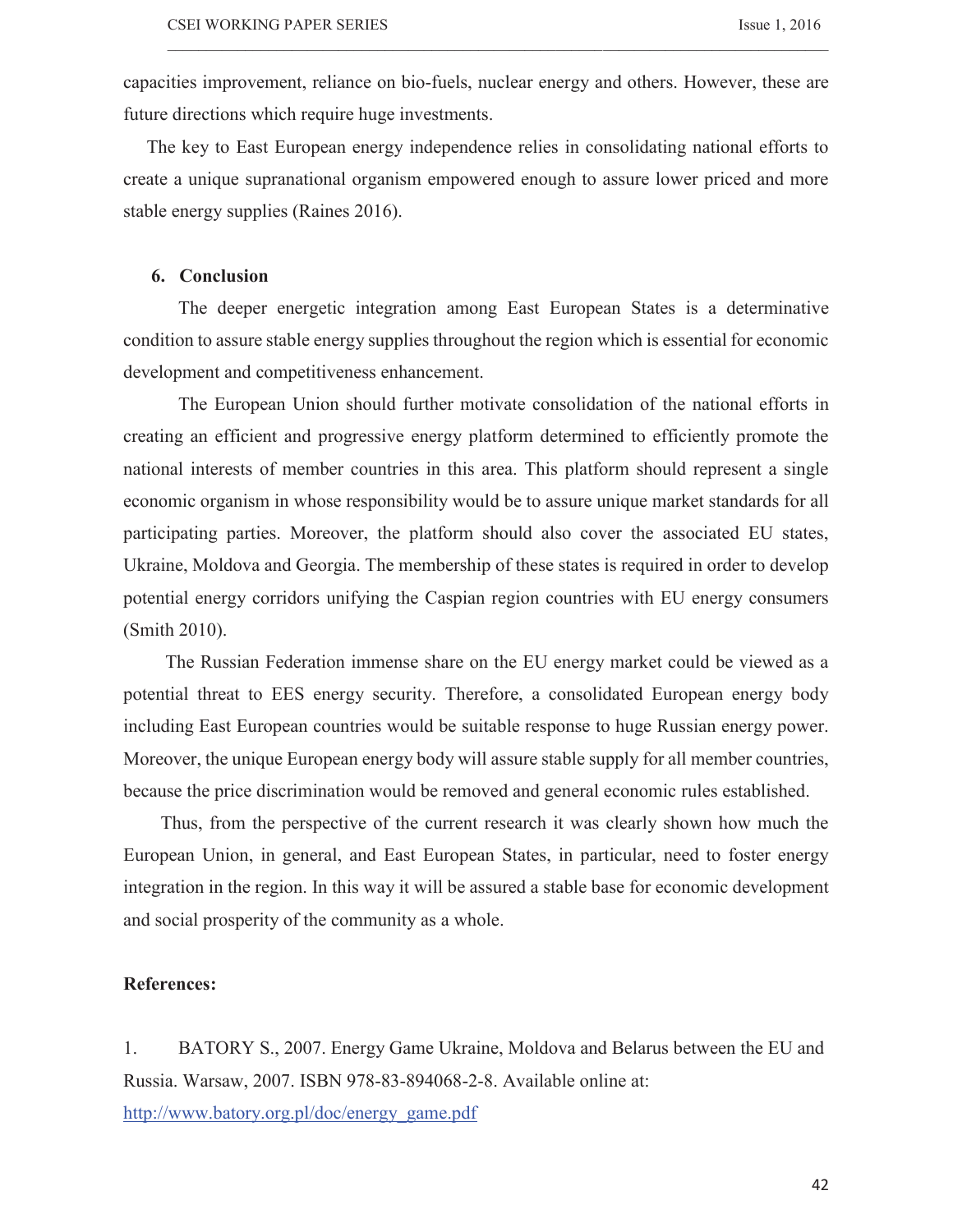capacities improvement, reliance on bio-fuels, nuclear energy and others. However, these are future directions which require huge investments.

The key to East European energy independence relies in consolidating national efforts to create a unique supranational organism empowered enough to assure lower priced and more stable energy supplies (Raines 2016).

## 6. Conclusion

The deeper energetic integration among East European States is a determinative condition to assure stable energy supplies throughout the region which is essential for economic development and competitiveness enhancement.

The European Union should further motivate consolidation of the national efforts in creating an efficient and progressive energy platform determined to efficiently promote the national interests of member countries in this area. This platform should represent a single economic organism in whose responsibility would be to assure unique market standards for all participating parties. Moreover, the platform should also cover the associated EU states, Ukraine, Moldova and Georgia. The membership of these states is required in order to develop potential energy corridors unifying the Caspian region countries with EU energy consumers (Smith 2010).

The Russian Federation immense share on the EU energy market could be viewed as a potential threat to EES energy security. Therefore, a consolidated European energy body including East European countries would be suitable response to huge Russian energy power. Moreover, the unique European energy body will assure stable supply for all member countries, because the price discrimination would be removed and general economic rules established.

Thus, from the perspective of the current research it was clearly shown how much the European Union, in general, and East European States, in particular, need to foster energy integration in the region. In this way it will be assured a stable base for economic development and social prosperity of the community as a whole.

**References:**

1. BATORY S., 2007. Energy Game Ukraine, Moldova and Belarus between the EU and Russia. Warsaw, 2007. ISBN 978-83-894068-2-8. Available online at: http://www.batory.org.pl/doc/energy_game.pdf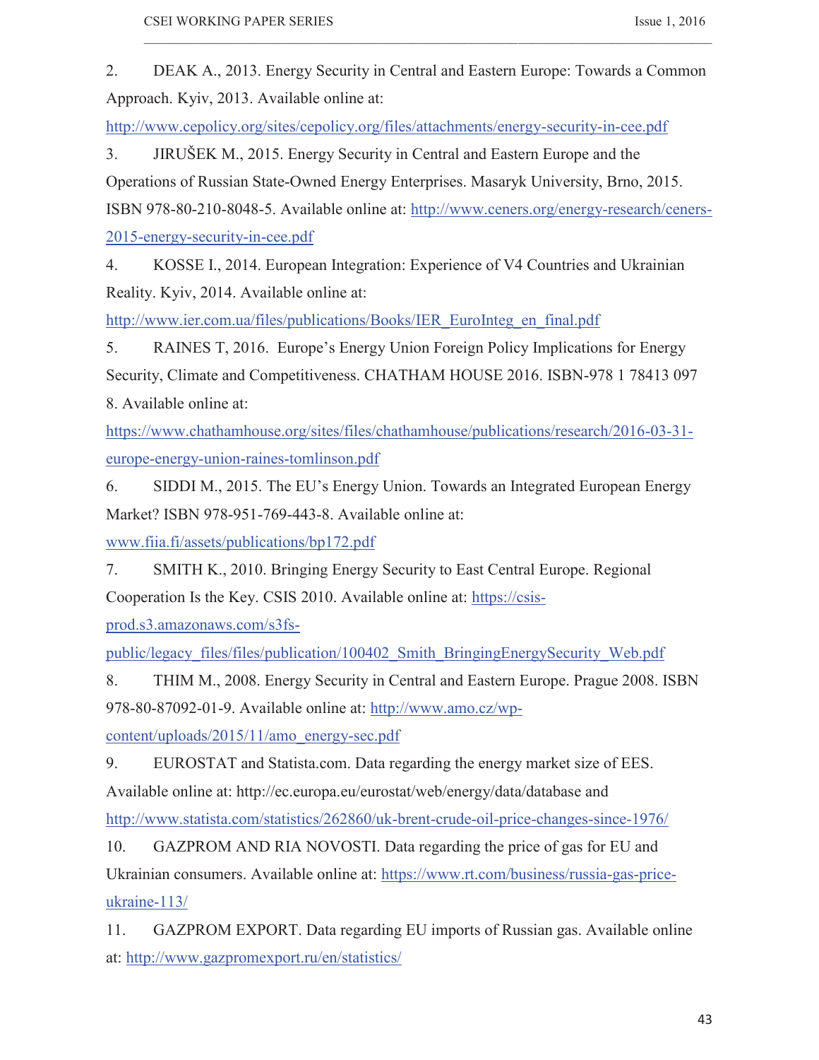2. DEAK A., 2013. Energy Security in Central and Eastern Europe: Towards a Common Approach. Kyiv, 2013. Available online at: http://www.cepolicy.org/sites/cepolicy.org/files/attachments/energy-security-in-cee.pdf

3. JIRUŠEK M., 2015. Energy Security in Central and Eastern Europe and the Operations of Russian State-Owned Energy Enterprises. Masaryk University, Brno, 2015. ISBN 978-80-210-8048-5. Available online at: http://www.ceners.org/energy-research/ceners-2015-energy-security-in-cee.pdf

4. KOSSE I., 2014. European Integration: Experience of V4 Countries and Ukrainian Reality. Kyiv, 2014. Available online at: http://www.ier.com.ua/files/publications/Books/IER_EuroInteg_en_final.pdf

5. RAINES T, 2016. Europe's Energy Union Foreign Policy Implications for Energy Security, Climate and Competitiveness. CHATHAM HOUSE 2016. ISBN-978 1 78413 097 8. Available online at: https://www.chathamhouse.org/sites/files/chathamhouse/publications/research/2016-03-31-europe-energy-union-raines-tomlinson.pdf

6. SIDDI M., 2015. The EU's Energy Union. Towards an Integrated European Energy Market? ISBN 978-951-769-443-8. Available online at: www.fiia.fi/assets/publications/bp172.pdf

7. SMITH K., 2010. Bringing Energy Security to East Central Europe. Regional Cooperation Is the Key. CSIS 2010. Available online at: https://csis-prod.s3.amazonaws.com/s3fs-public/legacy_files/files/publication/100402_Smith_BringingEnergySecurity_Web.pdf

8. THIM M., 2008. Energy Security in Central and Eastern Europe. Prague 2008. ISBN 978-80-87092-01-9. Available online at: http://www.amo.cz/wp-content/uploads/2015/11/amo_energy-sec.pdf

9. EUROSTAT and Statista.com. Data regarding the energy market size of EES. Available online at: http://ec.europa.eu/eurostat/web/energy/data/database and http://www.statista.com/statistics/262860/uk-brent-crude-oil-price-changes-since-1976/

10. GAZPROM AND RIA NOVOSTI. Data regarding the price of gas for EU and Ukrainian consumers. Available online at: https://www.rt.com/business/russia-gas-price-ukraine-113/

11. GAZPROM EXPORT. Data regarding EU imports of Russian gas. Available online at: http://www.gazpromexport.ru/en/statistics/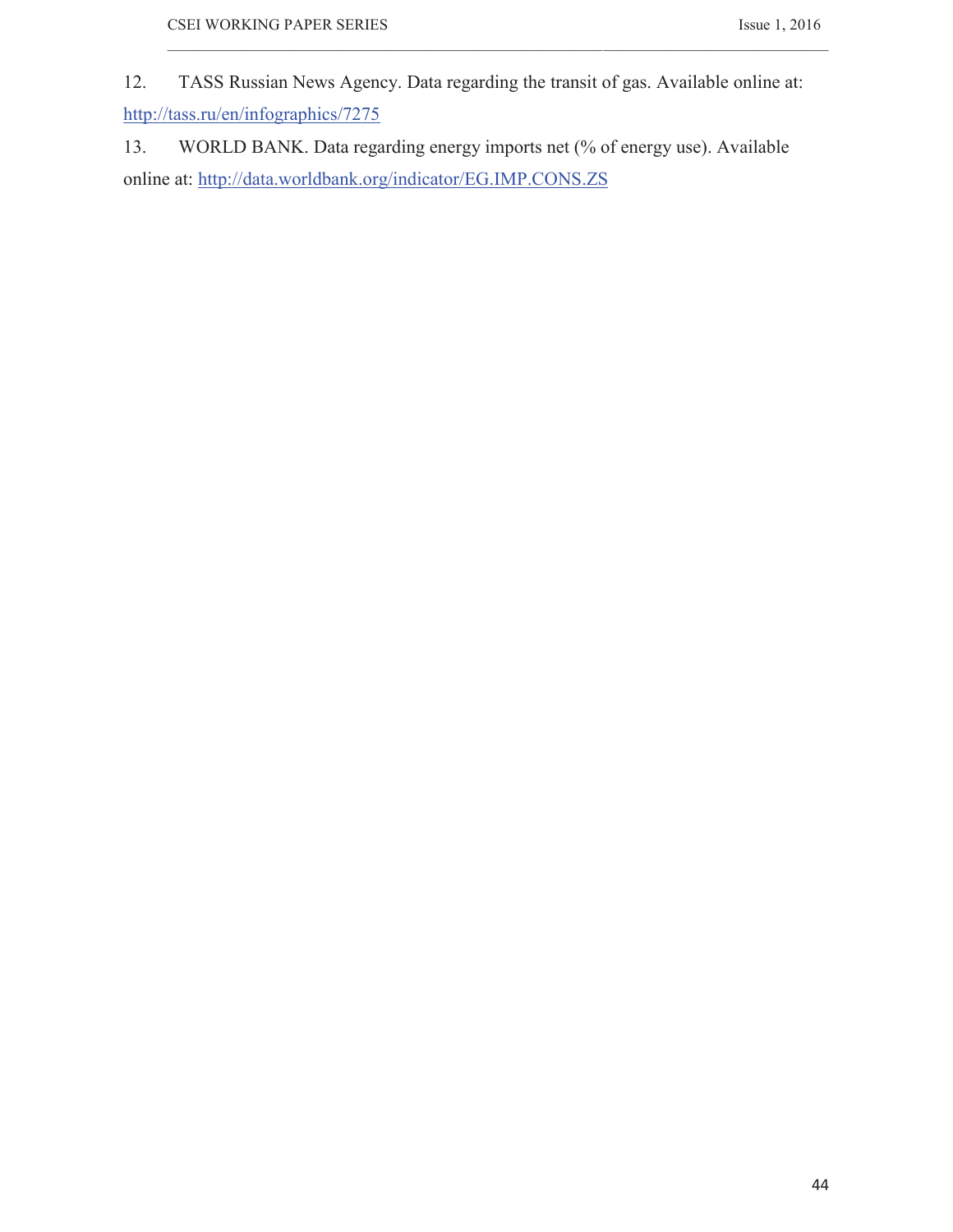12. TASS Russian News Agency. Data regarding the transit of gas. Available online at: http://tass.ru/en/infographics/7275

13. WORLD BANK. Data regarding energy imports net (% of energy use). Available online at: http://data.worldbank.org/indicator/EG.IMP.CONS.ZS